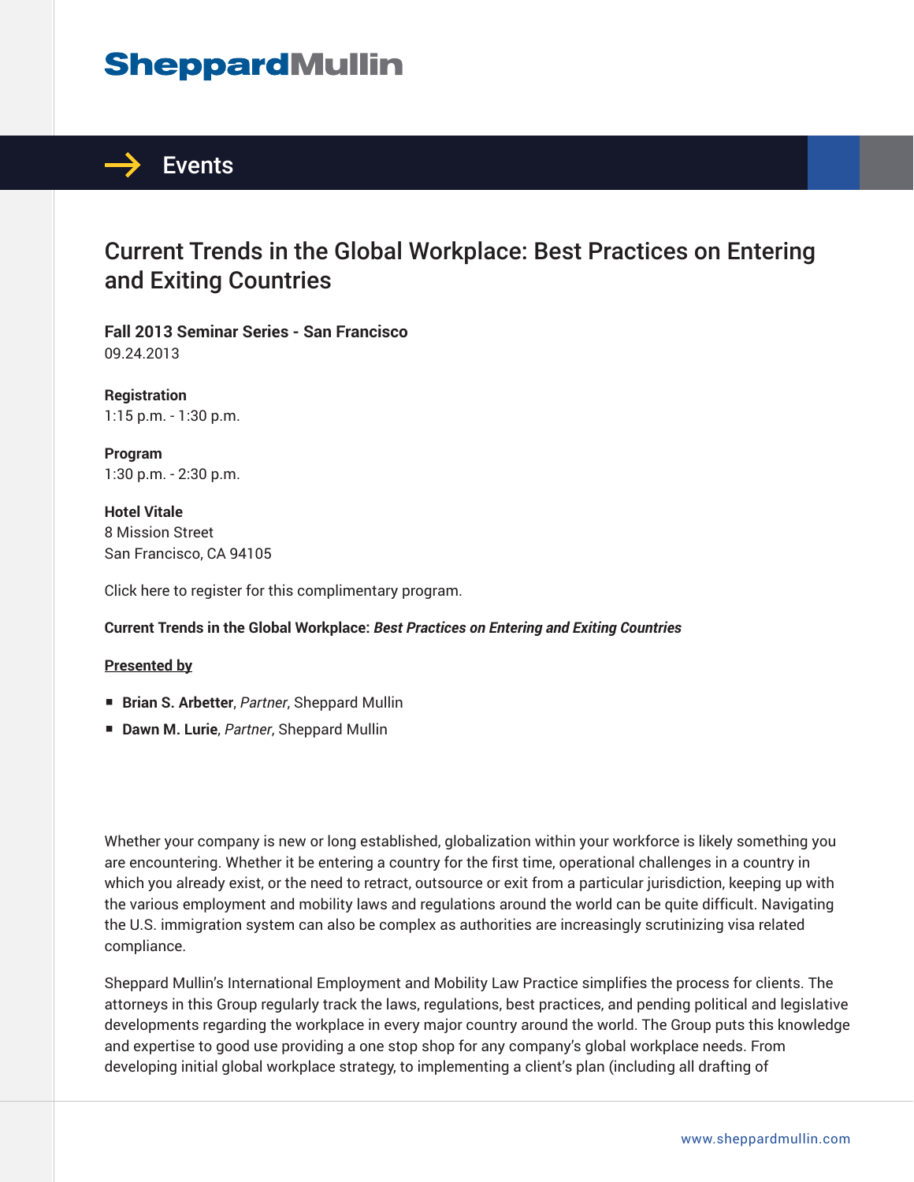Sheppard Mullin

# Events

## Current Trends in the Global Workplace: Best Practices on Entering and Exiting Countries

**Fall 2013 Seminar Series - San Francisco**
09.24.2013

**Registration**
1:15 p.m. - 1:30 p.m.

**Program**
1:30 p.m. - 2:30 p.m.

**Hotel Vitale**
8 Mission Street
San Francisco, CA 94105

Click here to register for this complimentary program.

**Current Trends in the Global Workplace:** ***Best Practices on Entering and Exiting Countries***

**Presented by**

- **Brian S. Arbetter**, *Partner*, Sheppard Mullin
- **Dawn M. Lurie**, *Partner*, Sheppard Mullin

Whether your company is new or long established, globalization within your workforce is likely something you are encountering. Whether it be entering a country for the first time, operational challenges in a country in which you already exist, or the need to retract, outsource or exit from a particular jurisdiction, keeping up with the various employment and mobility laws and regulations around the world can be quite difficult. Navigating the U.S. immigration system can also be complex as authorities are increasingly scrutinizing visa related compliance.

Sheppard Mullin's International Employment and Mobility Law Practice simplifies the process for clients. The attorneys in this Group regularly track the laws, regulations, best practices, and pending political and legislative developments regarding the workplace in every major country around the world. The Group puts this knowledge and expertise to good use providing a one stop shop for any company's global workplace needs. From developing initial global workplace strategy, to implementing a client's plan (including all drafting of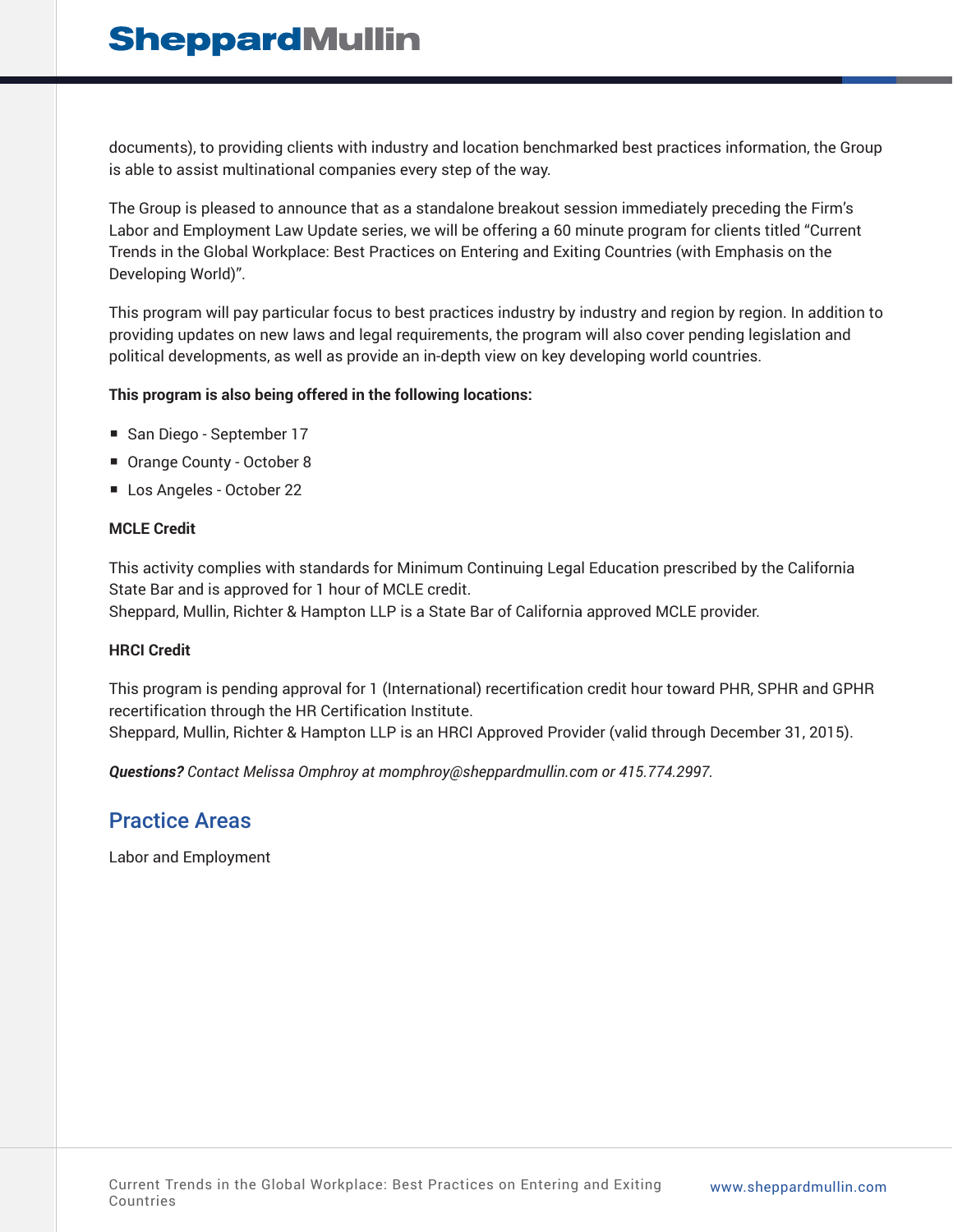documents), to providing clients with industry and location benchmarked best practices information, the Group is able to assist multinational companies every step of the way.

The Group is pleased to announce that as a standalone breakout session immediately preceding the Firm's Labor and Employment Law Update series, we will be offering a 60 minute program for clients titled "Current Trends in the Global Workplace: Best Practices on Entering and Exiting Countries (with Emphasis on the Developing World)".

This program will pay particular focus to best practices industry by industry and region by region. In addition to providing updates on new laws and legal requirements, the program will also cover pending legislation and political developments, as well as provide an in-depth view on key developing world countries.

**This program is also being offered in the following locations:**

- San Diego - September 17
- Orange County - October 8
- Los Angeles - October 22

**MCLE Credit**

This activity complies with standards for Minimum Continuing Legal Education prescribed by the California State Bar and is approved for 1 hour of MCLE credit.
Sheppard, Mullin, Richter & Hampton LLP is a State Bar of California approved MCLE provider.

**HRCI Credit**

This program is pending approval for 1 (International) recertification credit hour toward PHR, SPHR and GPHR recertification through the HR Certification Institute.
Sheppard, Mullin, Richter & Hampton LLP is an HRCI Approved Provider (valid through December 31, 2015).

***Questions?*** *Contact Melissa Omphroy at momphroy@sheppardmullin.com or 415.774.2997.*

## Practice Areas

Labor and Employment